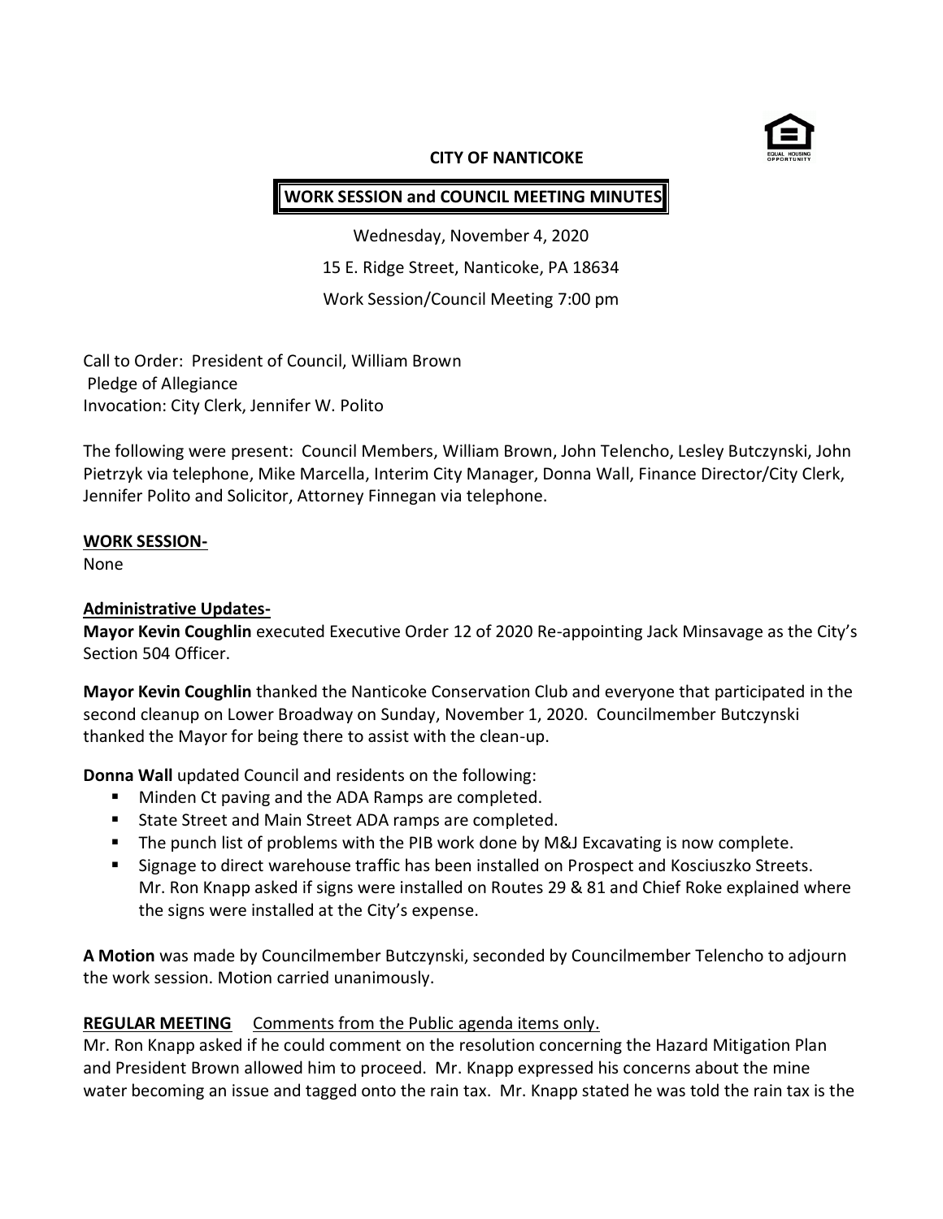# CITY OF NANTICOKE

## WORK SESSION and COUNCIL MEETING MINUTES

Wednesday, November 4, 2020

15 E. Ridge Street, Nanticoke, PA 18634

Work Session/Council Meeting 7:00 pm

Call to Order: President of Council, William Brown
Pledge of Allegiance
Invocation: City Clerk, Jennifer W. Polito

The following were present: Council Members, William Brown, John Telencho, Lesley Butczynski, John Pietrzyk via telephone, Mike Marcella, Interim City Manager, Donna Wall, Finance Director/City Clerk, Jennifer Polito and Solicitor, Attorney Finnegan via telephone.

**WORK SESSION-**
None

**Administrative Updates-**
**Mayor Kevin Coughlin** executed Executive Order 12 of 2020 Re-appointing Jack Minsavage as the City's Section 504 Officer.

**Mayor Kevin Coughlin** thanked the Nanticoke Conservation Club and everyone that participated in the second cleanup on Lower Broadway on Sunday, November 1, 2020. Councilmember Butczynski thanked the Mayor for being there to assist with the clean-up.

**Donna Wall** updated Council and residents on the following:

- Minden Ct paving and the ADA Ramps are completed.
- State Street and Main Street ADA ramps are completed.
- The punch list of problems with the PIB work done by M&J Excavating is now complete.
- Signage to direct warehouse traffic has been installed on Prospect and Kosciuszko Streets. Mr. Ron Knapp asked if signs were installed on Routes 29 & 81 and Chief Roke explained where the signs were installed at the City's expense.

**A Motion** was made by Councilmember Butczynski, seconded by Councilmember Telencho to adjourn the work session. Motion carried unanimously.

**REGULAR MEETING** Comments from the Public agenda items only.
Mr. Ron Knapp asked if he could comment on the resolution concerning the Hazard Mitigation Plan and President Brown allowed him to proceed. Mr. Knapp expressed his concerns about the mine water becoming an issue and tagged onto the rain tax. Mr. Knapp stated he was told the rain tax is the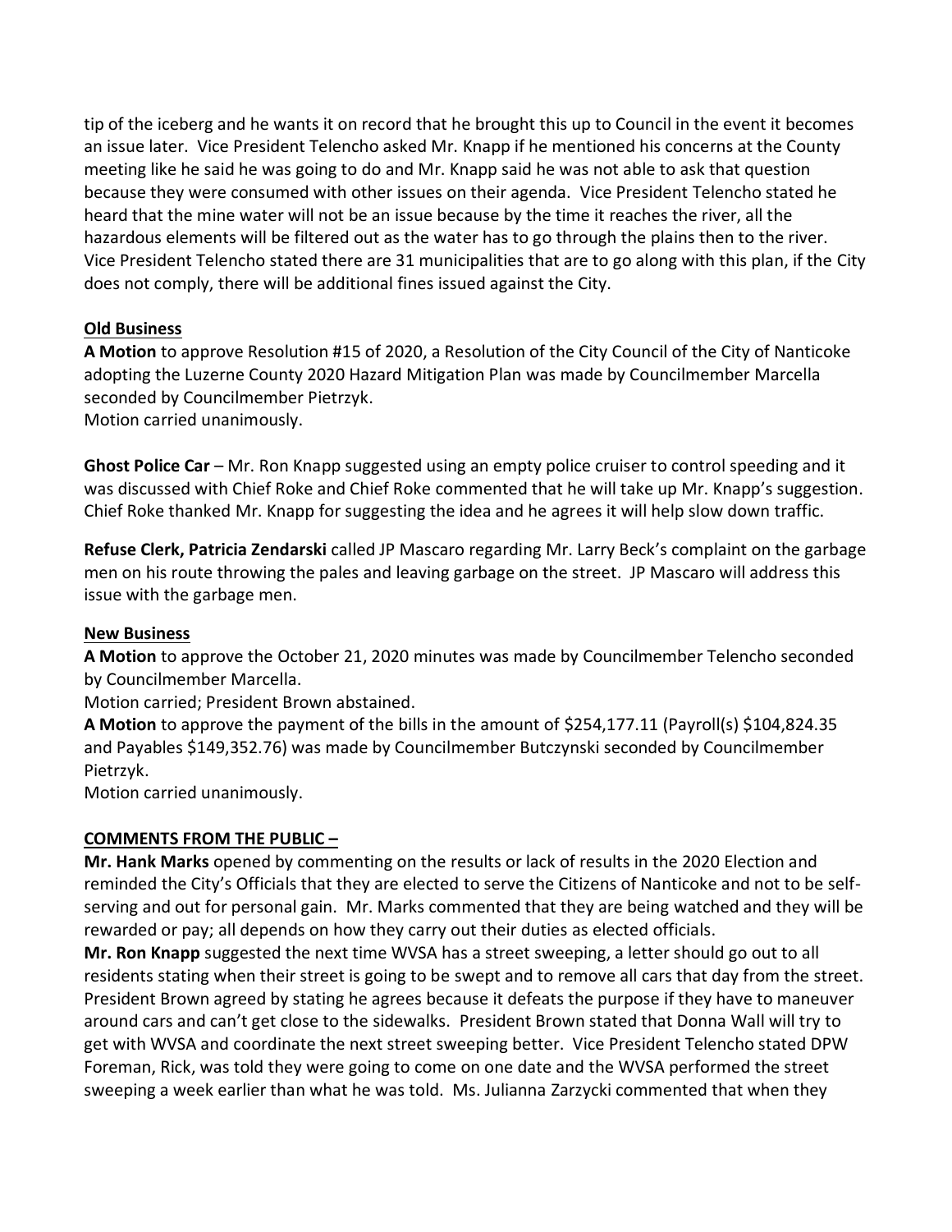tip of the iceberg and he wants it on record that he brought this up to Council in the event it becomes an issue later. Vice President Telencho asked Mr. Knapp if he mentioned his concerns at the County meeting like he said he was going to do and Mr. Knapp said he was not able to ask that question because they were consumed with other issues on their agenda. Vice President Telencho stated he heard that the mine water will not be an issue because by the time it reaches the river, all the hazardous elements will be filtered out as the water has to go through the plains then to the river. Vice President Telencho stated there are 31 municipalities that are to go along with this plan, if the City does not comply, there will be additional fines issued against the City.

## Old Business

**A Motion** to approve Resolution #15 of 2020, a Resolution of the City Council of the City of Nanticoke adopting the Luzerne County 2020 Hazard Mitigation Plan was made by Councilmember Marcella seconded by Councilmember Pietrzyk.
Motion carried unanimously.

**Ghost Police Car** – Mr. Ron Knapp suggested using an empty police cruiser to control speeding and it was discussed with Chief Roke and Chief Roke commented that he will take up Mr. Knapp's suggestion. Chief Roke thanked Mr. Knapp for suggesting the idea and he agrees it will help slow down traffic.

**Refuse Clerk, Patricia Zendarski** called JP Mascaro regarding Mr. Larry Beck's complaint on the garbage men on his route throwing the pales and leaving garbage on the street. JP Mascaro will address this issue with the garbage men.

## New Business

**A Motion** to approve the October 21, 2020 minutes was made by Councilmember Telencho seconded by Councilmember Marcella.
Motion carried; President Brown abstained.
**A Motion** to approve the payment of the bills in the amount of $254,177.11 (Payroll(s) $104,824.35 and Payables $149,352.76) was made by Councilmember Butczynski seconded by Councilmember Pietrzyk.
Motion carried unanimously.

## COMMENTS FROM THE PUBLIC –

**Mr. Hank Marks** opened by commenting on the results or lack of results in the 2020 Election and reminded the City's Officials that they are elected to serve the Citizens of Nanticoke and not to be self-serving and out for personal gain. Mr. Marks commented that they are being watched and they will be rewarded or pay; all depends on how they carry out their duties as elected officials.
**Mr. Ron Knapp** suggested the next time WVSA has a street sweeping, a letter should go out to all residents stating when their street is going to be swept and to remove all cars that day from the street. President Brown agreed by stating he agrees because it defeats the purpose if they have to maneuver around cars and can't get close to the sidewalks. President Brown stated that Donna Wall will try to get with WVSA and coordinate the next street sweeping better. Vice President Telencho stated DPW Foreman, Rick, was told they were going to come on one date and the WVSA performed the street sweeping a week earlier than what he was told. Ms. Julianna Zarzycki commented that when they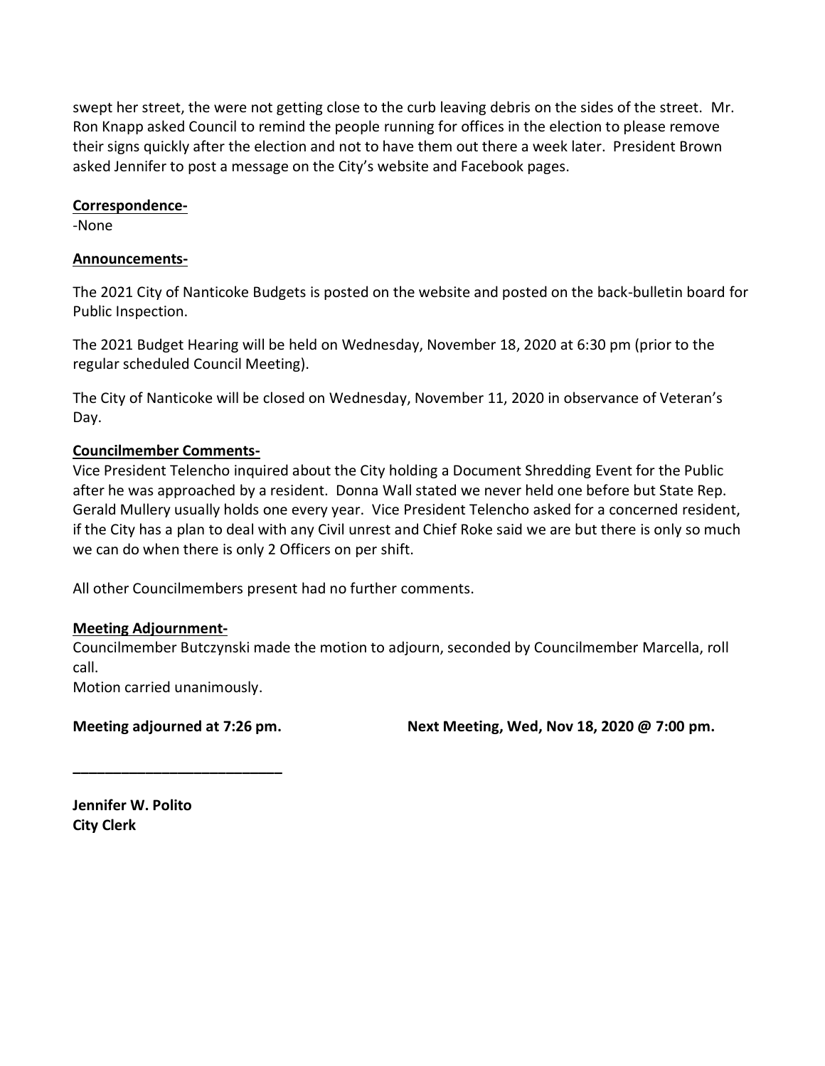swept her street, the were not getting close to the curb leaving debris on the sides of the street. Mr. Ron Knapp asked Council to remind the people running for offices in the election to please remove their signs quickly after the election and not to have them out there a week later. President Brown asked Jennifer to post a message on the City's website and Facebook pages.

**Correspondence-**

-None

**Announcements-**

The 2021 City of Nanticoke Budgets is posted on the website and posted on the back-bulletin board for Public Inspection.

The 2021 Budget Hearing will be held on Wednesday, November 18, 2020 at 6:30 pm (prior to the regular scheduled Council Meeting).

The City of Nanticoke will be closed on Wednesday, November 11, 2020 in observance of Veteran's Day.

**Councilmember Comments-**

Vice President Telencho inquired about the City holding a Document Shredding Event for the Public after he was approached by a resident. Donna Wall stated we never held one before but State Rep. Gerald Mullery usually holds one every year. Vice President Telencho asked for a concerned resident, if the City has a plan to deal with any Civil unrest and Chief Roke said we are but there is only so much we can do when there is only 2 Officers on per shift.

All other Councilmembers present had no further comments.

**Meeting Adjournment-**

Councilmember Butczynski made the motion to adjourn, seconded by Councilmember Marcella, roll call.
Motion carried unanimously.

**Meeting adjourned at 7:26 pm.** **Next Meeting, Wed, Nov 18, 2020 @ 7:00 pm.**

___________________________

**Jennifer W. Polito**
**City Clerk**